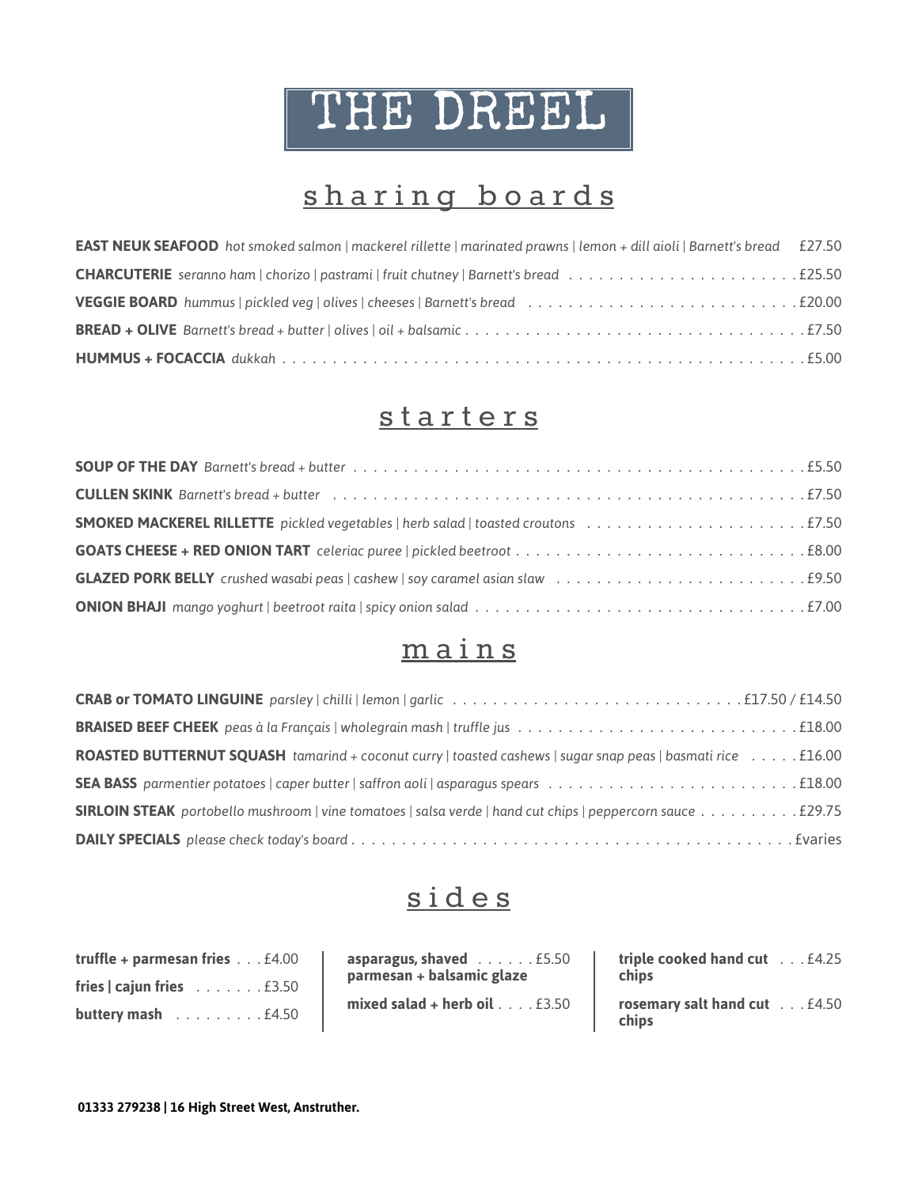# THE DREEL

## sharing boards

**EAST NEUK SEAFOOD** *hot smoked salmon | mackerel rillette | marinated prawns | lemon + dill aioli | Barnett's bread* £27.50

**CHARCUTERIE** *seranno ham | chorizo | pastrami | fruit chutney | Barnett's bread* . . . . . . . . . . £25.50

**VEGGIE BOARD** *hummus | pickled veg | olives | cheeses | Barnett's bread* . . . . . . . . . . £20.00

**BREAD + OLIVE** *Barnett's bread + butter | olives | oil + balsamic* . . . . . . . . . . £7.50

**HUMMUS + FOCACCIA** *dukkah* . . . . . . . . . . £5.00

## starters

**SOUP OF THE DAY** *Barnett's bread + butter* . . . . . . . . . . £5.50

**CULLEN SKINK** *Barnett's bread + butter* . . . . . . . . . . £7.50

**SMOKED MACKEREL RILLETTE** *pickled vegetables | herb salad | toasted croutons* . . . . . . . . . . £7.50

**GOATS CHEESE + RED ONION TART** *celeriac puree | pickled beetroot* . . . . . . . . . . £8.00

**GLAZED PORK BELLY** *crushed wasabi peas | cashew | soy caramel asian slaw* . . . . . . . . . . £9.50

**ONION BHAJI** *mango yoghurt | beetroot raita | spicy onion salad* . . . . . . . . . . £7.00

## mains

**CRAB or TOMATO LINGUINE** *parsley | chilli | lemon | garlic* . . . . . . . . . . £17.50 / £14.50

**BRAISED BEEF CHEEK** *peas à la Français | wholegrain mash | truffle jus* . . . . . . . . . . £18.00

**ROASTED BUTTERNUT SQUASH** *tamarind + coconut curry | toasted cashews | sugar snap peas | basmati rice* . . . . . £16.00

**SEA BASS** *parmentier potatoes | caper butter | saffron aoli | asparagus spears* . . . . . . . . . . £18.00

**SIRLOIN STEAK** *portobello mushroom | vine tomatoes | salsa verde | hand cut chips | peppercorn sauce* . . . . . . . . . . £29.75

**DAILY SPECIALS** *please check today's board* . . . . . . . . . . £varies

## sides

**truffle + parmesan fries** . . . £4.00

**fries | cajun fries** . . . . . . . £3.50

**buttery mash** . . . . . . . . . £4.50

**asparagus, shaved parmesan + balsamic glaze** . . . . . . £5.50

**mixed salad + herb oil** . . . . £3.50

**triple cooked hand cut chips** . . . £4.25

**rosemary salt hand cut chips** . . . £4.50

**01333 279238 | 16 High Street West, Anstruther.**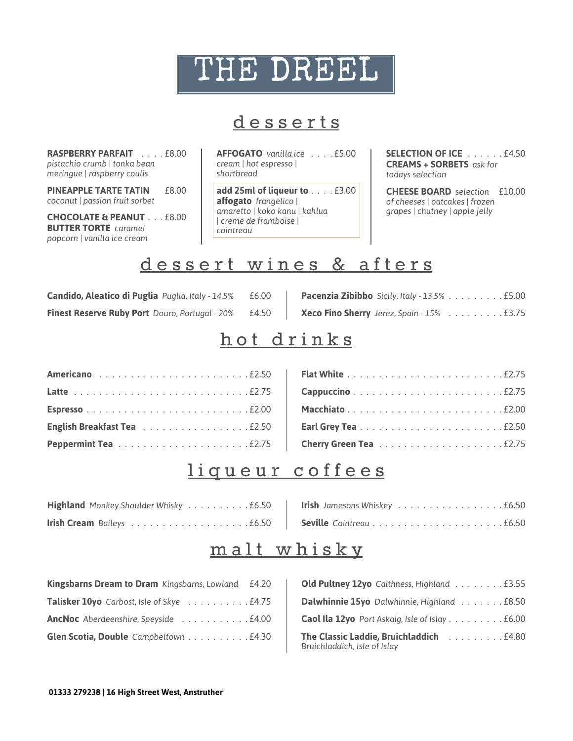// THE DREEL

## desserts

**RASPBERRY PARFAIT** . . . . £8.00
*pistachio crumb | tonka bean meringue | raspberry coulis*

**PINEAPPLE TARTE TATIN** £8.00
*coconut | passion fruit sorbet*

**CHOCOLATE & PEANUT BUTTER TORTE** . . . £8.00
*caramel popcorn | vanilla ice cream*

**AFFOGATO** *vanilla ice cream | hot espresso | shortbread* . . . . £5.00

**add 25ml of liqueur to affogato** . . . . £3.00
*frangelico | amaretto | koko kanu | kahlua | creme de framboise | cointreau*

**SELECTION OF ICE CREAMS + SORBETS** *ask for todays selection* . . . . . . £4.50

**CHEESE BOARD** *selection of cheeses | oatcakes | frozen grapes | chutney | apple jelly* £10.00

## dessert wines & afters

**Candido, Aleatico di Puglia** *Puglia, Italy - 14.5%* £6.00

**Finest Reserve Ruby Port** *Douro, Portugal - 20%* £4.50

**Pacenzia Zibibbo** *Sicily, Italy - 13.5%* . . . . . . . . . £5.00

**Xeco Fino Sherry** *Jerez, Spain - 15%* . . . . . . . . . £3.75

## hot drinks

**Americano** . . . . . . . . . . . . . . . . . . . . . . . £2.50

**Latte** . . . . . . . . . . . . . . . . . . . . . . . . . . . £2.75

**Espresso** . . . . . . . . . . . . . . . . . . . . . . . . . £2.00

**English Breakfast Tea** . . . . . . . . . . . . . . . . . £2.50

**Peppermint Tea** . . . . . . . . . . . . . . . . . . . . £2.75

**Flat White** . . . . . . . . . . . . . . . . . . . . . . . . £2.75

**Cappuccino** . . . . . . . . . . . . . . . . . . . . . . . £2.75

**Macchiato** . . . . . . . . . . . . . . . . . . . . . . . . £2.00

**Earl Grey Tea** . . . . . . . . . . . . . . . . . . . . . . £2.50

**Cherry Green Tea** . . . . . . . . . . . . . . . . . . . £2.75

## liqueur coffees

**Highland** *Monkey Shoulder Whisky* . . . . . . . . . . £6.50

**Irish Cream** *Baileys* . . . . . . . . . . . . . . . . . . . £6.50

**Irish** *Jamesons Whiskey* . . . . . . . . . . . . . . . . . £6.50

**Seville** *Cointreau* . . . . . . . . . . . . . . . . . . . . . £6.50

## malt whisky

**Kingsbarns Dream to Dram** *Kingsbarns, Lowland* £4.20

**Talisker 10yo** *Carbost, Isle of Skye* . . . . . . . . . . £4.75

**AncNoc** *Aberdeenshire, Speyside* . . . . . . . . . . . £4.00

**Glen Scotia, Double** *Campbeltown* . . . . . . . . . . £4.30

**Old Pultney 12yo** *Caithness, Highland* . . . . . . . . £3.55

**Dalwhinnie 15yo** *Dalwhinnie, Highland* . . . . . . . £8.50

**Caol Ila 12yo** *Port Askaig, Isle of Islay* . . . . . . . . . £6.00

**The Classic Laddie, Bruichladdich** *Bruichladdich, Isle of Islay* . . . . . . . . . £4.80

**01333 279238 | 16 High Street West, Anstruther**